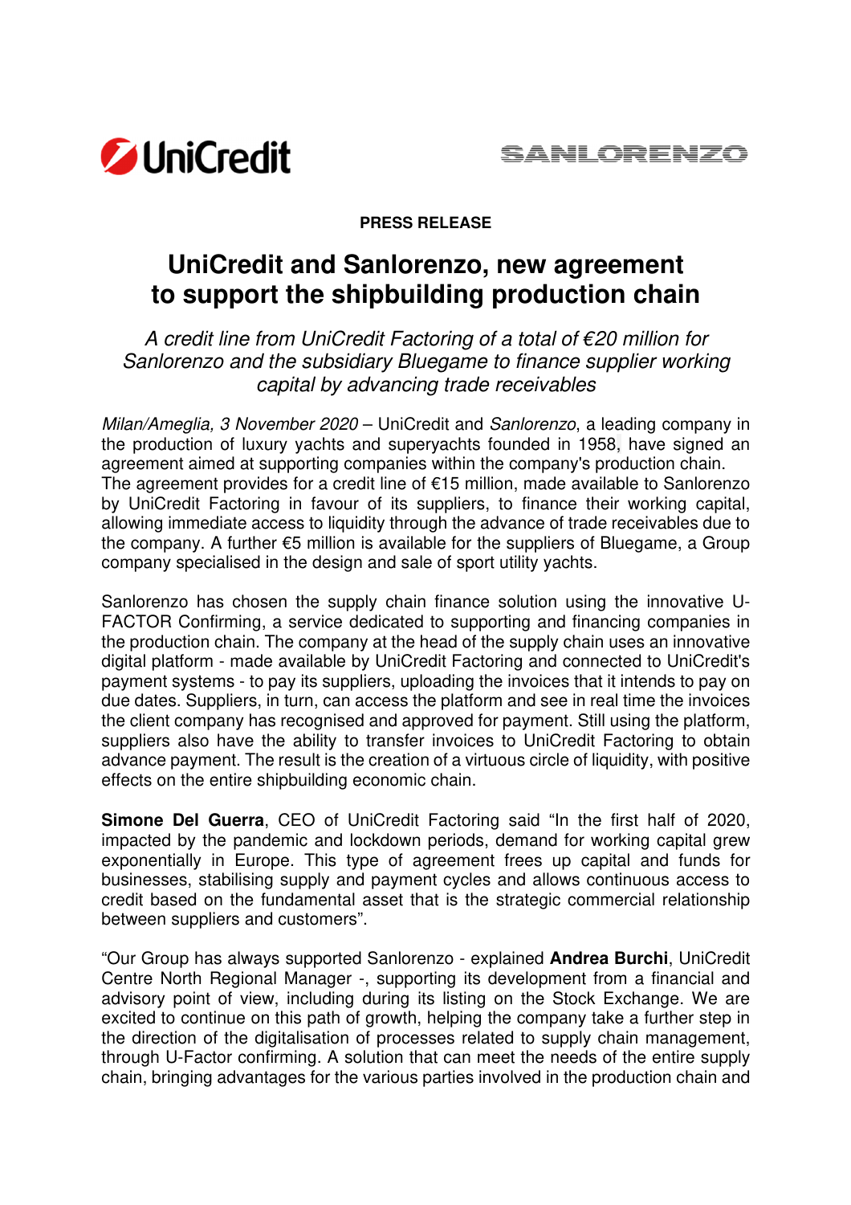**PRESS RELEASE**

# UniCredit and Sanlorenzo, new agreement to support the shipbuilding production chain

*A credit line from UniCredit Factoring of a total of €20 million for Sanlorenzo and the subsidiary Bluegame to finance supplier working capital by advancing trade receivables*

*Milan/Ameglia, 3 November 2020* – UniCredit and *Sanlorenzo*, a leading company in the production of luxury yachts and superyachts founded in 1958, have signed an agreement aimed at supporting companies within the company's production chain. The agreement provides for a credit line of €15 million, made available to Sanlorenzo by UniCredit Factoring in favour of its suppliers, to finance their working capital, allowing immediate access to liquidity through the advance of trade receivables due to the company. A further €5 million is available for the suppliers of Bluegame, a Group company specialised in the design and sale of sport utility yachts.

Sanlorenzo has chosen the supply chain finance solution using the innovative U-FACTOR Confirming, a service dedicated to supporting and financing companies in the production chain. The company at the head of the supply chain uses an innovative digital platform - made available by UniCredit Factoring and connected to UniCredit's payment systems - to pay its suppliers, uploading the invoices that it intends to pay on due dates. Suppliers, in turn, can access the platform and see in real time the invoices the client company has recognised and approved for payment. Still using the platform, suppliers also have the ability to transfer invoices to UniCredit Factoring to obtain advance payment. The result is the creation of a virtuous circle of liquidity, with positive effects on the entire shipbuilding economic chain.

**Simone Del Guerra**, CEO of UniCredit Factoring said "In the first half of 2020, impacted by the pandemic and lockdown periods, demand for working capital grew exponentially in Europe. This type of agreement frees up capital and funds for businesses, stabilising supply and payment cycles and allows continuous access to credit based on the fundamental asset that is the strategic commercial relationship between suppliers and customers".

"Our Group has always supported Sanlorenzo - explained **Andrea Burchi**, UniCredit Centre North Regional Manager -, supporting its development from a financial and advisory point of view, including during its listing on the Stock Exchange. We are excited to continue on this path of growth, helping the company take a further step in the direction of the digitalisation of processes related to supply chain management, through U-Factor confirming. A solution that can meet the needs of the entire supply chain, bringing advantages for the various parties involved in the production chain and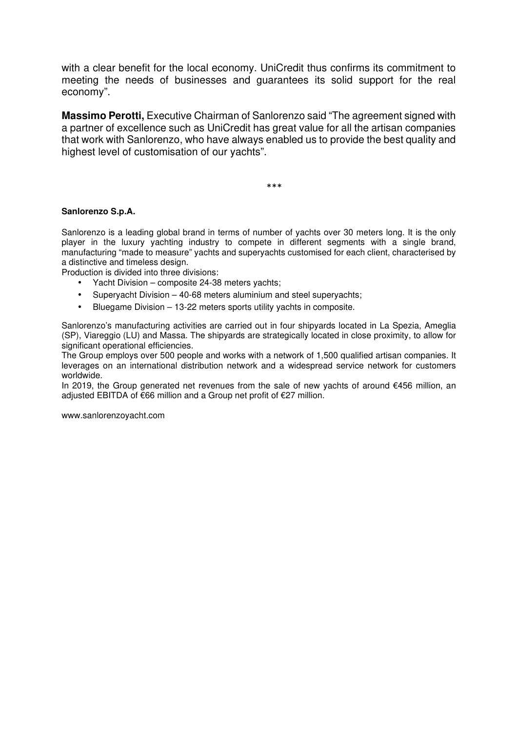with a clear benefit for the local economy. UniCredit thus confirms its commitment to meeting the needs of businesses and guarantees its solid support for the real economy".

**Massimo Perotti,** Executive Chairman of Sanlorenzo said "The agreement signed with a partner of excellence such as UniCredit has great value for all the artisan companies that work with Sanlorenzo, who have always enabled us to provide the best quality and highest level of customisation of our yachts".

***

**Sanlorenzo S.p.A.**

Sanlorenzo is a leading global brand in terms of number of yachts over 30 meters long. It is the only player in the luxury yachting industry to compete in different segments with a single brand, manufacturing "made to measure" yachts and superyachts customised for each client, characterised by a distinctive and timeless design.

Production is divided into three divisions:

- Yacht Division – composite 24-38 meters yachts;
- Superyacht Division – 40-68 meters aluminium and steel superyachts;
- Bluegame Division – 13-22 meters sports utility yachts in composite.

Sanlorenzo's manufacturing activities are carried out in four shipyards located in La Spezia, Ameglia (SP), Viareggio (LU) and Massa. The shipyards are strategically located in close proximity, to allow for significant operational efficiencies.

The Group employs over 500 people and works with a network of 1,500 qualified artisan companies. It leverages on an international distribution network and a widespread service network for customers worldwide.

In 2019, the Group generated net revenues from the sale of new yachts of around €456 million, an adjusted EBITDA of €66 million and a Group net profit of €27 million.

www.sanlorenzoyacht.com